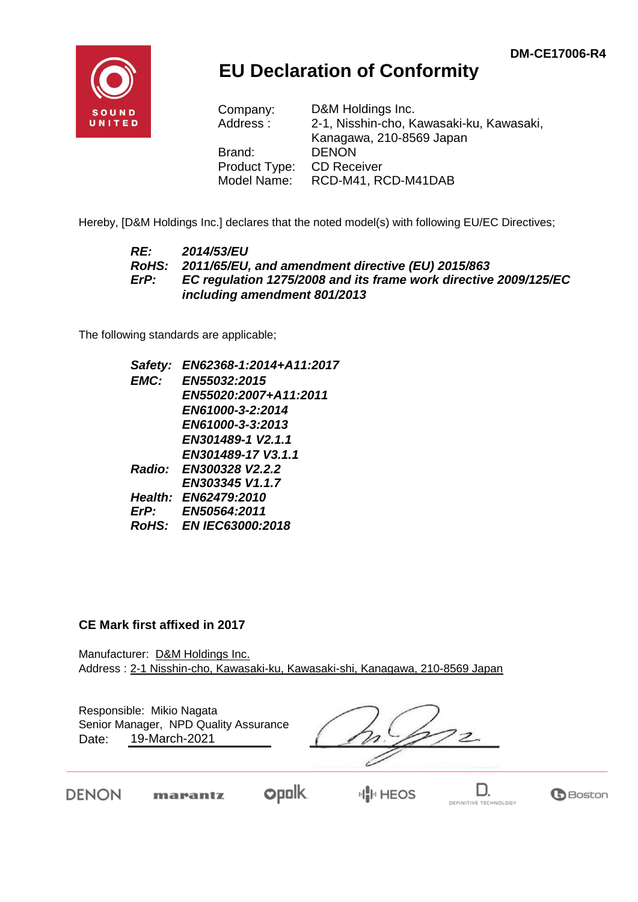DM-CE17006-R4

# EU Declaration of Conformity

| | |
|---|---|
| Company: | D&M Holdings Inc. |
| Address : | 2-1, Nisshin-cho, Kawasaki-ku, Kawasaki, Kanagawa, 210-8569 Japan |
| Brand: | DENON |
| Product Type: | CD Receiver |
| Model Name: | RCD-M41, RCD-M41DAB |

Hereby, [D&M Holdings Inc.] declares that the noted model(s) with following EU/EC Directives;

***RE:*** ***2014/53/EU***
***RoHS:*** ***2011/65/EU, and amendment directive (EU) 2015/863***
***ErP:*** ***EC regulation 1275/2008 and its frame work directive 2009/125/EC including amendment 801/2013***

The following standards are applicable;

***Safety:*** ***EN62368-1:2014+A11:2017***
***EMC:*** ***EN55032:2015***
***EN55020:2007+A11:2011***
***EN61000-3-2:2014***
***EN61000-3-3:2013***
***EN301489-1 V2.1.1***
***EN301489-17 V3.1.1***
***Radio:*** ***EN300328 V2.2.2***
***EN303345 V1.1.7***
***Health:*** ***EN62479:2010***
***ErP:*** ***EN50564:2011***
***RoHS:*** ***EN IEC63000:2018***

**CE Mark first affixed in 2017**

Manufacturer: D&M Holdings Inc.
Address : 2-1 Nisshin-cho, Kawasaki-ku, Kawasaki-shi, Kanagawa, 210-8569 Japan

Responsible: Mikio Nagata
Senior Manager, NPD Quality Assurance
Date: 19-March-2021

DENON marantz polk HEOS D. DEFINITIVE TECHNOLOGY Boston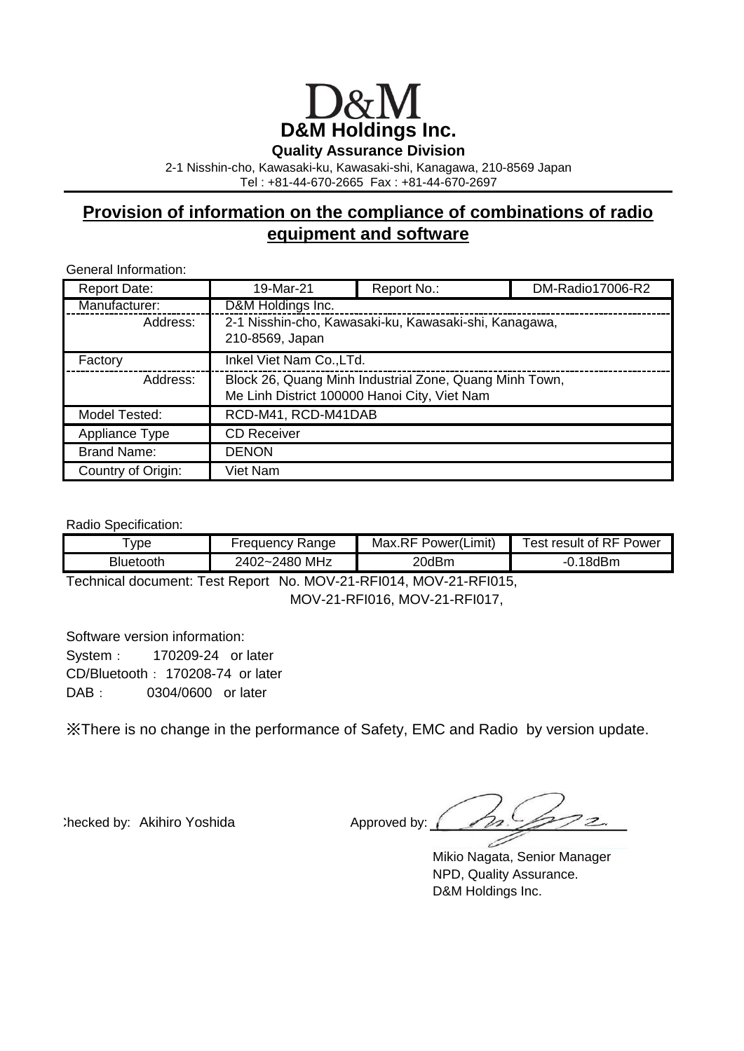# D&M Holdings Inc.

**Quality Assurance Division**

2-1 Nisshin-cho, Kawasaki-ku, Kawasaki-shi, Kanagawa, 210-8569 Japan
Tel : +81-44-670-2665 Fax : +81-44-670-2697

## Provision of information on the compliance of combinations of radio equipment and software

General Information:

| | | | |
|---|---|---|---|
| Report Date: | 19-Mar-21 | Report No.: | DM-Radio17006-R2 |
| Manufacturer: | D&M Holdings Inc. | | |
| Address: | 2-1 Nisshin-cho, Kawasaki-ku, Kawasaki-shi, Kanagawa, 210-8569, Japan | | |
| Factory | Inkel Viet Nam Co.,LTd. | | |
| Address: | Block 26, Quang Minh Industrial Zone, Quang Minh Town, Me Linh District 100000 Hanoi City, Viet Nam | | |
| Model Tested: | RCD-M41, RCD-M41DAB | | |
| Appliance Type | CD Receiver | | |
| Brand Name: | DENON | | |
| Country of Origin: | Viet Nam | | |

Radio Specification:

| Type | Frequency Range | Max.RF Power(Limit) | Test result of RF Power |
|---|---|---|---|
| Bluetooth | 2402~2480 MHz | 20dBm | -0.18dBm |

Technical document: Test Report No. MOV-21-RFI014, MOV-21-RFI015, MOV-21-RFI016, MOV-21-RFI017,

Software version information:

System： 170209-24 or later
CD/Bluetooth：170208-74 or later
DAB： 0304/0600 or later

※There is no change in the performance of Safety, EMC and Radio by version update.

Checked by: Akihiro Yoshida

Approved by:

Mikio Nagata, Senior Manager
NPD, Quality Assurance.
D&M Holdings Inc.